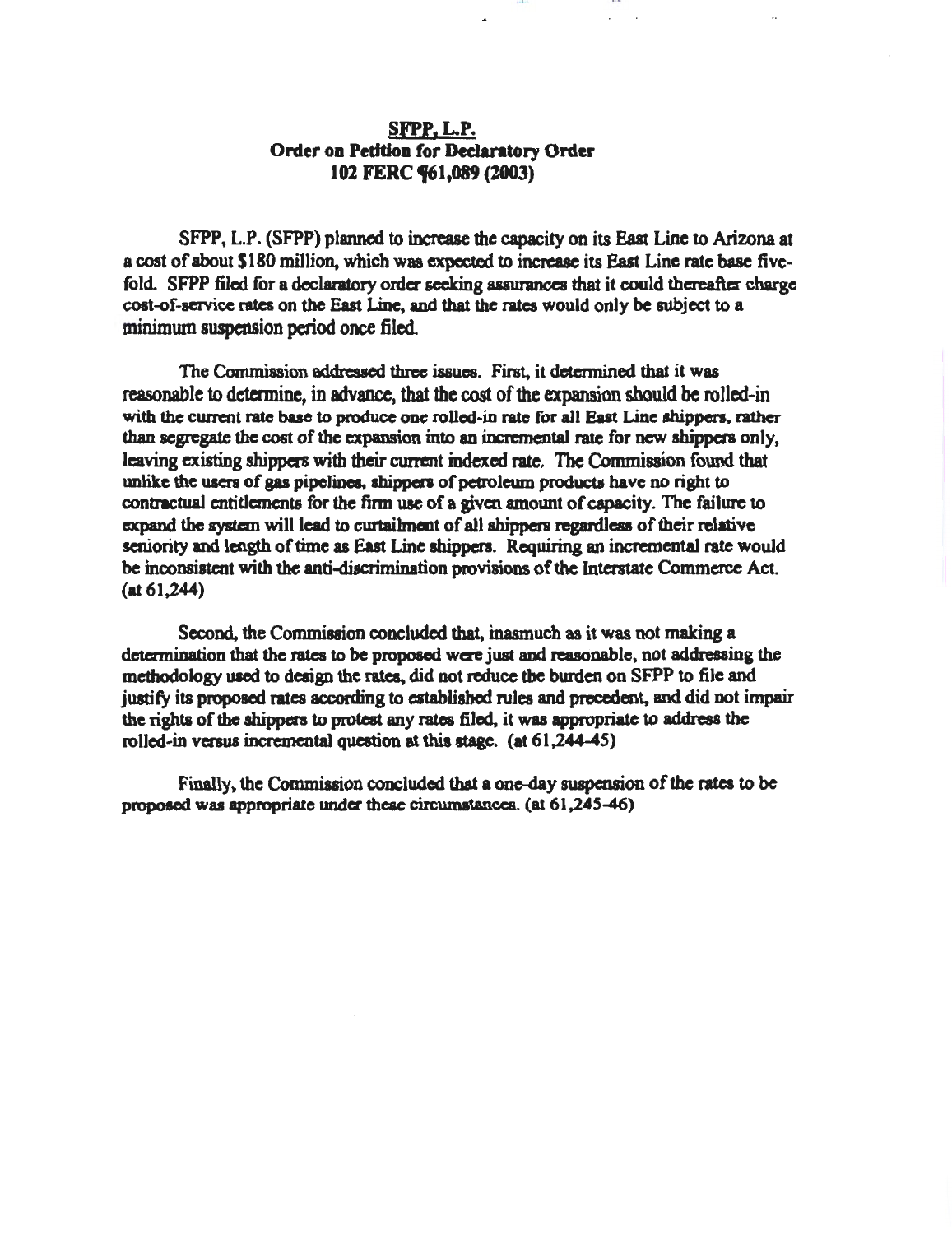# SFPP, L.P.

## Order on Petition for Declaratory Order

## 102 FERC ¶61,089 (2003)

SFPP, L.P. (SFPP) planned to increase the capacity on its East Line to Arizona at a cost of about $180 million, which was expected to increase its East Line rate base five-fold. SFPP filed for a declaratory order seeking assurances that it could thereafter charge cost-of-service rates on the East Line, and that the rates would only be subject to a minimum suspension period once filed.

The Commission addressed three issues. First, it determined that it was reasonable to determine, in advance, that the cost of the expansion should be rolled-in with the current rate base to produce one rolled-in rate for all East Line shippers, rather than segregate the cost of the expansion into an incremental rate for new shippers only, leaving existing shippers with their current indexed rate. The Commission found that unlike the users of gas pipelines, shippers of petroleum products have no right to contractual entitlements for the firm use of a given amount of capacity. The failure to expand the system will lead to curtailment of all shippers regardless of their relative seniority and length of time as East Line shippers. Requiring an incremental rate would be inconsistent with the anti-discrimination provisions of the Interstate Commerce Act. (at 61,244)

Second, the Commission concluded that, inasmuch as it was not making a determination that the rates to be proposed were just and reasonable, not addressing the methodology used to design the rates, did not reduce the burden on SFPP to file and justify its proposed rates according to established rules and precedent, and did not impair the rights of the shippers to protest any rates filed, it was appropriate to address the rolled-in versus incremental question at this stage. (at 61,244-45)

Finally, the Commission concluded that a one-day suspension of the rates to be proposed was appropriate under these circumstances. (at 61,245-46)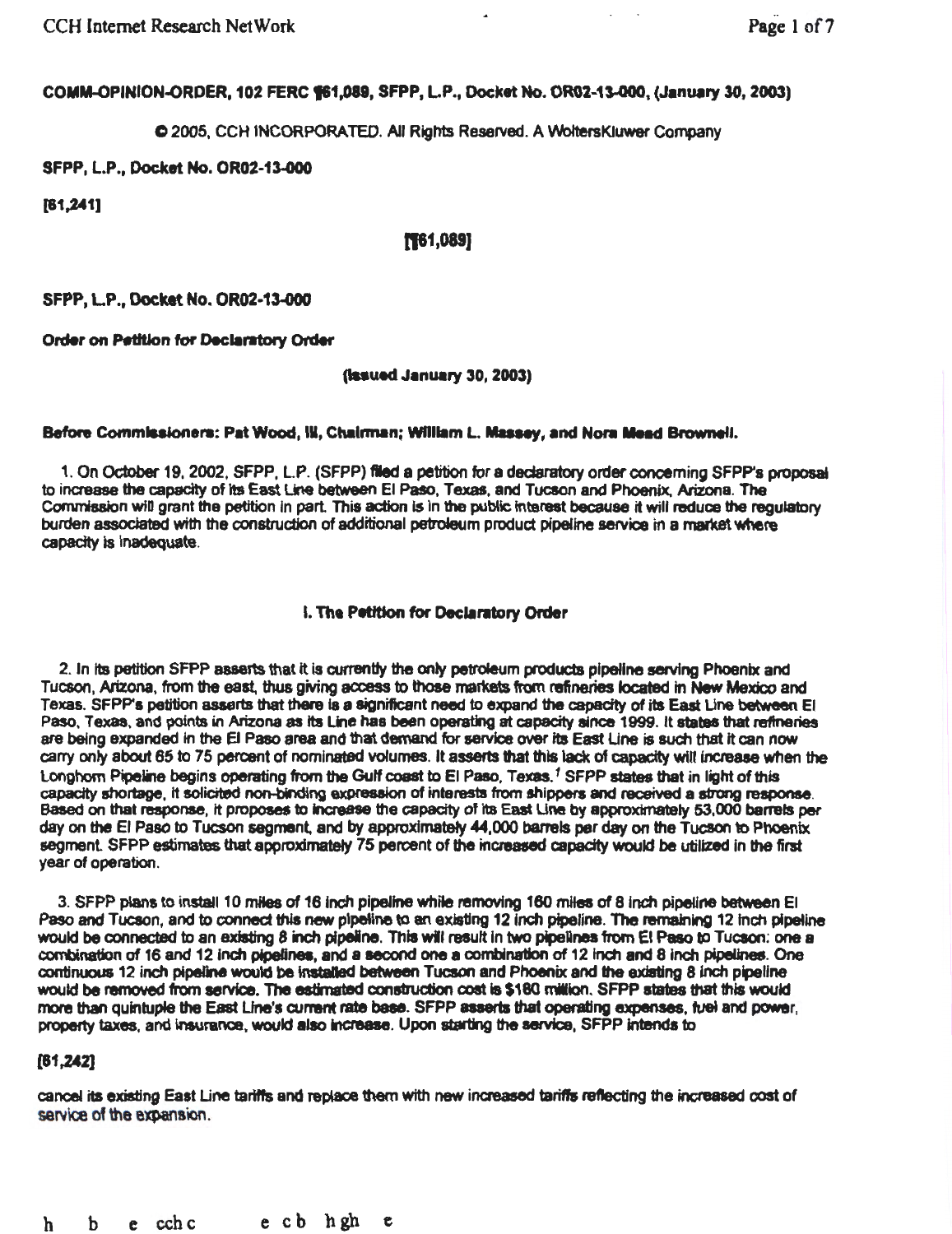COMM-OPINION-ORDER, 102 FERC ¶61,089, SFPP, L.P., Docket No. OR02-13-000, (January 30, 2003)

© 2005, CCH INCORPORATED. All Rights Reserved. A WoltersKluwer Company

SFPP, L.P., Docket No. OR02-13-000

[61,241]

[¶61,089]

SFPP, L.P., Docket No. OR02-13-000

**Order on Petition for Declaratory Order**

(Issued January 30, 2003)

**Before Commissioners: Pat Wood, III, Chairman; William L. Massey, and Nora Mead Brownell.**

1. On October 19, 2002, SFPP, L.P. (SFPP) filed a petition for a declaratory order concerning SFPP's proposal to increase the capacity of its East Line between El Paso, Texas, and Tucson and Phoenix, Arizona. The Commission will grant the petition in part. This action is in the public interest because it will reduce the regulatory burden associated with the construction of additional petroleum product pipeline service in a market where capacity is inadequate.

## I. The Petition for Declaratory Order

2. In its petition SFPP asserts that it is currently the only petroleum products pipeline serving Phoenix and Tucson, Arizona, from the east, thus giving access to those markets from refineries located in New Mexico and Texas. SFPP's petition asserts that there is a significant need to expand the capacity of its East Line between El Paso, Texas, and points in Arizona as its Line has been operating at capacity since 1999. It states that refineries are being expanded in the El Paso area and that demand for service over its East Line is such that it can now carry only about 65 to 75 percent of nominated volumes. It asserts that this lack of capacity will increase when the Longhorn Pipeline begins operating from the Gulf coast to El Paso, Texas.[1] SFPP states that in light of this capacity shortage, it solicited non-binding expression of interests from shippers and received a strong response. Based on that response, it proposes to increase the capacity of its East Line by approximately 53,000 barrels per day on the El Paso to Tucson segment, and by approximately 44,000 barrels per day on the Tucson to Phoenix segment. SFPP estimates that approximately 75 percent of the increased capacity would be utilized in the first year of operation.

3. SFPP plans to install 10 miles of 16 inch pipeline while removing 160 miles of 8 inch pipeline between El Paso and Tucson, and to connect this new pipeline to an existing 12 inch pipeline. The remaining 12 inch pipeline would be connected to an existing 8 inch pipeline. This will result in two pipelines from El Paso to Tucson: one a combination of 16 and 12 inch pipelines, and a second one a combination of 12 inch and 8 inch pipelines. One continuous 12 inch pipeline would be installed between Tucson and Phoenix and the existing 8 inch pipeline would be removed from service. The estimated construction cost is $180 million. SFPP states that this would more than quintuple the East Line's current rate base. SFPP asserts that operating expenses, fuel and power, property taxes, and insurance, would also increase. Upon starting the service, SFPP intends to

[61,242]

cancel its existing East Line tariffs and replace them with new increased tariffs reflecting the increased cost of service of the expansion.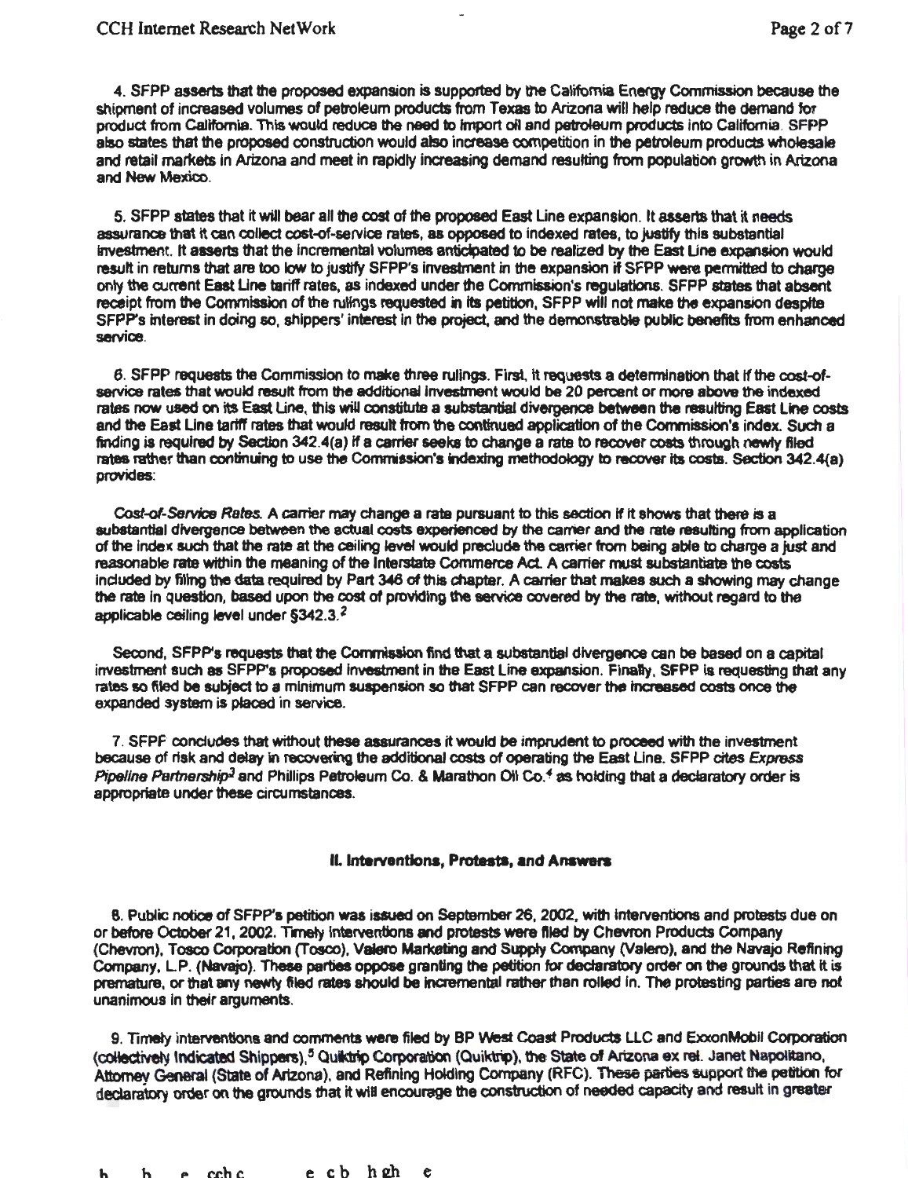4. SFPP asserts that the proposed expansion is supported by the California Energy Commission because the shipment of increased volumes of petroleum products from Texas to Arizona will help reduce the demand for product from California. This would reduce the need to import oil and petroleum products into California. SFPP also states that the proposed construction would also increase competition in the petroleum products wholesale and retail markets in Arizona and meet in rapidly increasing demand resulting from population growth in Arizona and New Mexico.

5. SFPP states that it will bear all the cost of the proposed East Line expansion. It asserts that it needs assurance that it can collect cost-of-service rates, as opposed to indexed rates, to justify this substantial investment. It asserts that the incremental volumes anticipated to be realized by the East Line expansion would result in returns that are too low to justify SFPP's investment in the expansion if SFPP were permitted to charge only the current East Line tariff rates, as indexed under the Commission's regulations. SFPP states that absent receipt from the Commission of the rulings requested in its petition, SFPP will not make the expansion despite SFPP's interest in doing so, shippers' interest in the project, and the demonstrable public benefits from enhanced service.

6. SFPP requests the Commission to make three rulings. First, it requests a determination that if the cost-of-service rates that would result from the additional investment would be 20 percent or more above the indexed rates now used on its East Line, this will constitute a substantial divergence between the resulting East Line costs and the East Line tariff rates that would result from the continued application of the Commission's index. Such a finding is required by Section 342.4(a) if a carrier seeks to change a rate to recover costs through newly filed rates rather than continuing to use the Commission's indexing methodology to recover its costs. Section 342.4(a) provides:

*Cost-of-Service Rates.* A carrier may change a rate pursuant to this section if it shows that there is a substantial divergence between the actual costs experienced by the carrier and the rate resulting from application of the index such that the rate at the ceiling level would preclude the carrier from being able to charge a just and reasonable rate within the meaning of the Interstate Commerce Act. A carrier must substantiate the costs included by filing the data required by Part 346 of this chapter. A carrier that makes such a showing may change the rate in question, based upon the cost of providing the service covered by the rate, without regard to the applicable ceiling level under §342.3.[2]

Second, SFPP's requests that the Commission find that a substantial divergence can be based on a capital investment such as SFPP's proposed investment in the East Line expansion. Finally, SFPP is requesting that any rates so filed be subject to a minimum suspension so that SFPP can recover the increased costs once the expanded system is placed in service.

7. SFPP concludes that without these assurances it would be imprudent to proceed with the investment because of risk and delay in recovering the additional costs of operating the East Line. SFPP cites *Express Pipeline Partnership*[3] and Phillips Petroleum Co. & Marathon Oil Co.[4] as holding that a declaratory order is appropriate under these circumstances.

## II. Interventions, Protests, and Answers

8. Public notice of SFPP's petition was issued on September 26, 2002, with interventions and protests due on or before October 21, 2002. Timely interventions and protests were filed by Chevron Products Company (Chevron), Tosco Corporation (Tosco), Valero Marketing and Supply Company (Valero), and the Navajo Refining Company, L.P. (Navajo). These parties oppose granting the petition for declaratory order on the grounds that it is premature, or that any newly filed rates should be incremental rather than rolled in. The protesting parties are not unanimous in their arguments.

9. Timely interventions and comments were filed by BP West Coast Products LLC and ExxonMobil Corporation (collectively Indicated Shippers),[5] Quiktrip Corporation (Quiktrip), the State of Arizona ex rel. Janet Napolitano, Attorney General (State of Arizona), and Refining Holding Company (RFC). These parties support the petition for declaratory order on the grounds that it will encourage the construction of needed capacity and result in greater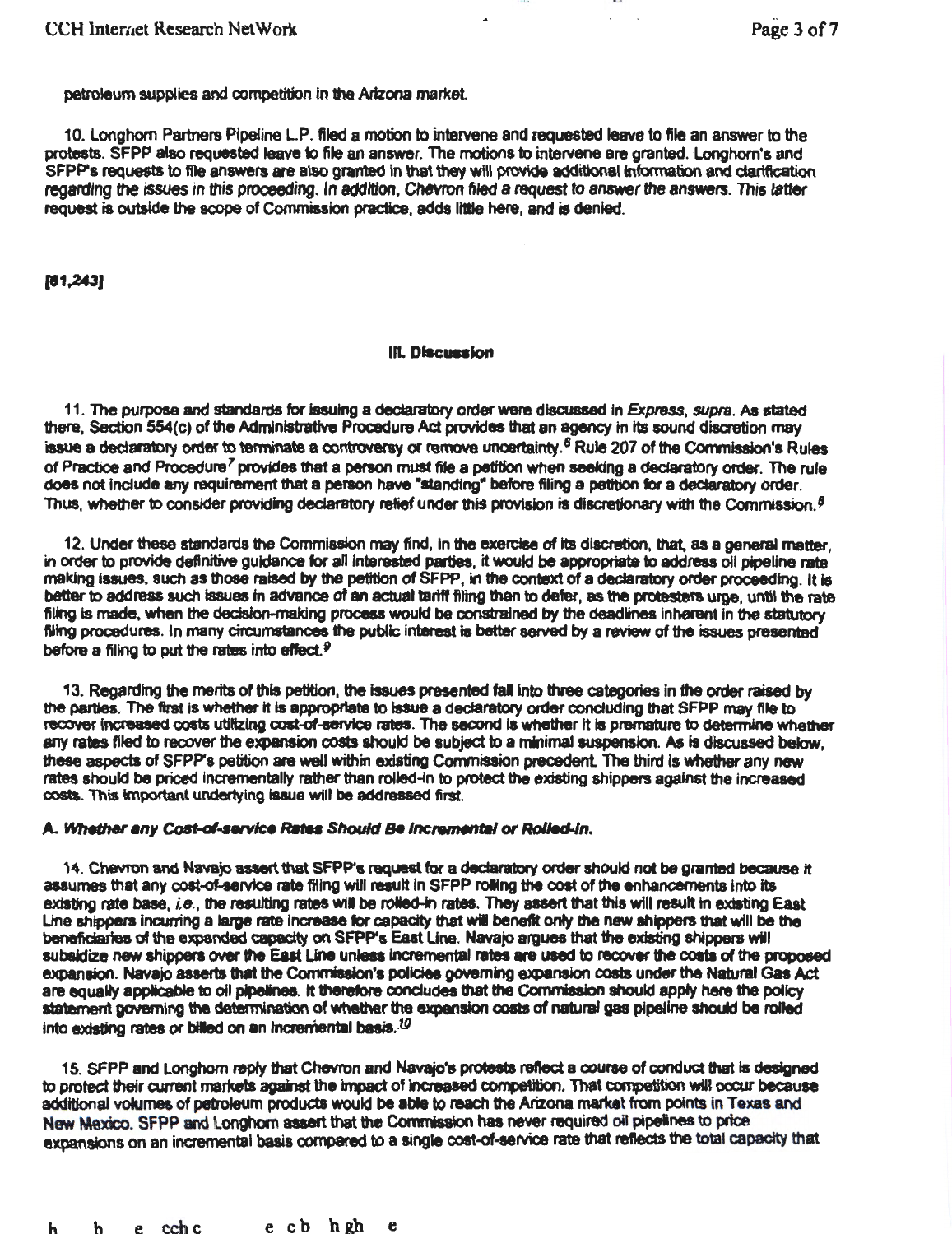petroleum supplies and competition in the Arizona market.

10. Longhorn Partners Pipeline L.P. filed a motion to intervene and requested leave to file an answer to the protests. SFPP also requested leave to file an answer. The motions to intervene are granted. Longhorn's and SFPP's requests to file answers are also granted in that they will provide additional information and clarification regarding the issues in this proceeding. In addition, Chevron filed a request to answer the answers. This latter request is outside the scope of Commission practice, adds little here, and is denied.

[61,243]

## III. Discussion

11. The purpose and standards for issuing a declaratory order were discussed in *Express, supra*. As stated there, Section 554(c) of the Administrative Procedure Act provides that an agency in its sound discretion may issue a declaratory order to terminate a controversy or remove uncertainty.[6] Rule 207 of the Commission's Rules of Practice and Procedure[7] provides that a person must file a petition when seeking a declaratory order. The rule does not include any requirement that a person have "standing" before filing a petition for a declaratory order. Thus, whether to consider providing declaratory relief under this provision is discretionary with the Commission.[8]

12. Under these standards the Commission may find, in the exercise of its discretion, that, as a general matter, in order to provide definitive guidance for all interested parties, it would be appropriate to address oil pipeline rate making issues, such as those raised by the petition of SFPP, in the context of a declaratory order proceeding. It is better to address such issues in advance of an actual tariff filing than to defer, as the protesters urge, until the rate filing is made, when the decision-making process would be constrained by the deadlines inherent in the statutory filing procedures. In many circumstances the public interest is better served by a review of the issues presented before a filing to put the rates into effect.[9]

13. Regarding the merits of this petition, the issues presented fall into three categories in the order raised by the parties. The first is whether it is appropriate to issue a declaratory order concluding that SFPP may file to recover increased costs utilizing cost-of-service rates. The second is whether it is premature to determine whether any rates filed to recover the expansion costs should be subject to a minimal suspension. As is discussed below, these aspects of SFPP's petition are well within existing Commission precedent. The third is whether any new rates should be priced incrementally rather than rolled-in to protect the existing shippers against the increased costs. This important underlying issue will be addressed first.

### *A. Whether any Cost-of-service Rates Should Be Incremental or Rolled-In.*

14. Chevron and Navajo assert that SFPP's request for a declaratory order should not be granted because it assumes that any cost-of-service rate filing will result in SFPP rolling the cost of the enhancements into its existing rate base, *i.e.*, the resulting rates will be rolled-in rates. They assert that this will result in existing East Line shippers incurring a large rate increase for capacity that will benefit only the new shippers that will be the beneficiaries of the expanded capacity on SFPP's East Line. Navajo argues that the existing shippers will subsidize new shippers over the East Line unless incremental rates are used to recover the costs of the proposed expansion. Navajo asserts that the Commission's policies governing expansion costs under the Natural Gas Act are equally applicable to oil pipelines. It therefore concludes that the Commission should apply here the policy statement governing the determination of whether the expansion costs of natural gas pipeline should be rolled into existing rates or billed on an incremental basis.[10]

15. SFPP and Longhorn reply that Chevron and Navajo's protests reflect a course of conduct that is designed to protect their current markets against the impact of increased competition. That competition will occur because additional volumes of petroleum products would be able to reach the Arizona market from points in Texas and New Mexico. SFPP and Longhorn assert that the Commission has never required oil pipelines to price expansions on an incremental basis compared to a single cost-of-service rate that reflects the total capacity that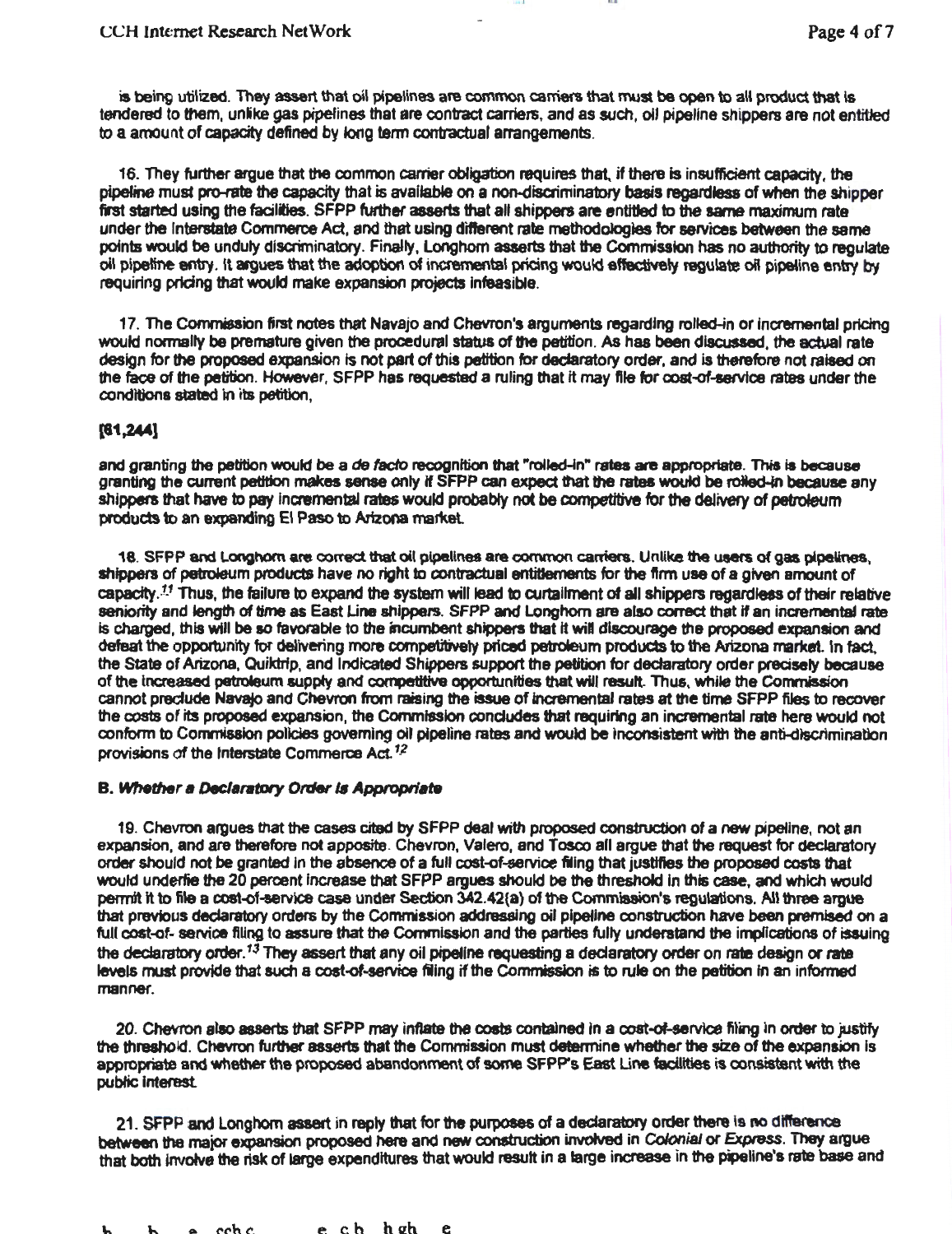is being utilized. They assert that oil pipelines are common carriers that must be open to all product that is tendered to them, unlike gas pipelines that are contract carriers, and as such, oil pipeline shippers are not entitled to a amount of capacity defined by long term contractual arrangements.

16. They further argue that the common carrier obligation requires that, if there is insufficient capacity, the pipeline must pro-rate the capacity that is available on a non-discriminatory basis regardless of when the shipper first started using the facilities. SFPP further asserts that all shippers are entitled to the same maximum rate under the Interstate Commerce Act, and that using different rate methodologies for services between the same points would be unduly discriminatory. Finally, Longhorn asserts that the Commission has no authority to regulate oil pipeline entry. It argues that the adoption of incremental pricing would effectively regulate oil pipeline entry by requiring pricing that would make expansion projects infeasible.

17. The Commission first notes that Navajo and Chevron's arguments regarding rolled-in or incremental pricing would normally be premature given the procedural status of the petition. As has been discussed, the actual rate design for the proposed expansion is not part of this petition for declaratory order, and is therefore not raised on the face of the petition. However, SFPP has requested a ruling that it may file for cost-of-service rates under the conditions stated in its petition,

[61,244]

and granting the petition would be a *de facto* recognition that "rolled-in" rates are appropriate. This is because granting the current petition makes sense only if SFPP can expect that the rates would be rolled-in because any shippers that have to pay incremental rates would probably not be competitive for the delivery of petroleum products to an expanding El Paso to Arizona market.

18. SFPP and Longhorn are correct that oil pipelines are common carriers. Unlike the users of gas pipelines, shippers of petroleum products have no right to contractual entitlements for the firm use of a given amount of capacity.[11] Thus, the failure to expand the system will lead to curtailment of all shippers regardless of their relative seniority and length of time as East Line shippers. SFPP and Longhorn are also correct that if an incremental rate is charged, this will be so favorable to the incumbent shippers that it will discourage the proposed expansion and defeat the opportunity for delivering more competitively priced petroleum products to the Arizona market. In fact, the State of Arizona, Quiktrip, and Indicated Shippers support the petition for declaratory order precisely because of the increased petroleum supply and competitive opportunities that will result. Thus, while the Commission cannot preclude Navajo and Chevron from raising the issue of incremental rates at the time SFPP files to recover the costs of its proposed expansion, the Commission concludes that requiring an incremental rate here would not conform to Commission policies governing oil pipeline rates and would be inconsistent with the anti-discrimination provisions of the Interstate Commerce Act.[12]

### B. *Whether a Declaratory Order Is Appropriate*

19. Chevron argues that the cases cited by SFPP deal with proposed construction of a new pipeline, not an expansion, and are therefore not apposite. Chevron, Valero, and Tosco all argue that the request for declaratory order should not be granted in the absence of a full cost-of-service filing that justifies the proposed costs that would underlie the 20 percent increase that SFPP argues should be the threshold in this case, and which would permit it to file a cost-of-service case under Section 342.42(a) of the Commission's regulations. All three argue that previous declaratory orders by the Commission addressing oil pipeline construction have been premised on a full cost-of- service filing to assure that the Commission and the parties fully understand the implications of issuing the declaratory order.[13] They assert that any oil pipeline requesting a declaratory order on rate design or rate levels must provide that such a cost-of-service filing if the Commission is to rule on the petition in an informed manner.

20. Chevron also asserts that SFPP may inflate the costs contained in a cost-of-service filing in order to justify the threshold. Chevron further asserts that the Commission must determine whether the size of the expansion is appropriate and whether the proposed abandonment of some SFPP's East Line facilities is consistent with the public interest.

21. SFPP and Longhorn assert in reply that for the purposes of a declaratory order there is no difference between the major expansion proposed here and new construction involved in *Colonial* or *Express*. They argue that both involve the risk of large expenditures that would result in a large increase in the pipeline's rate base and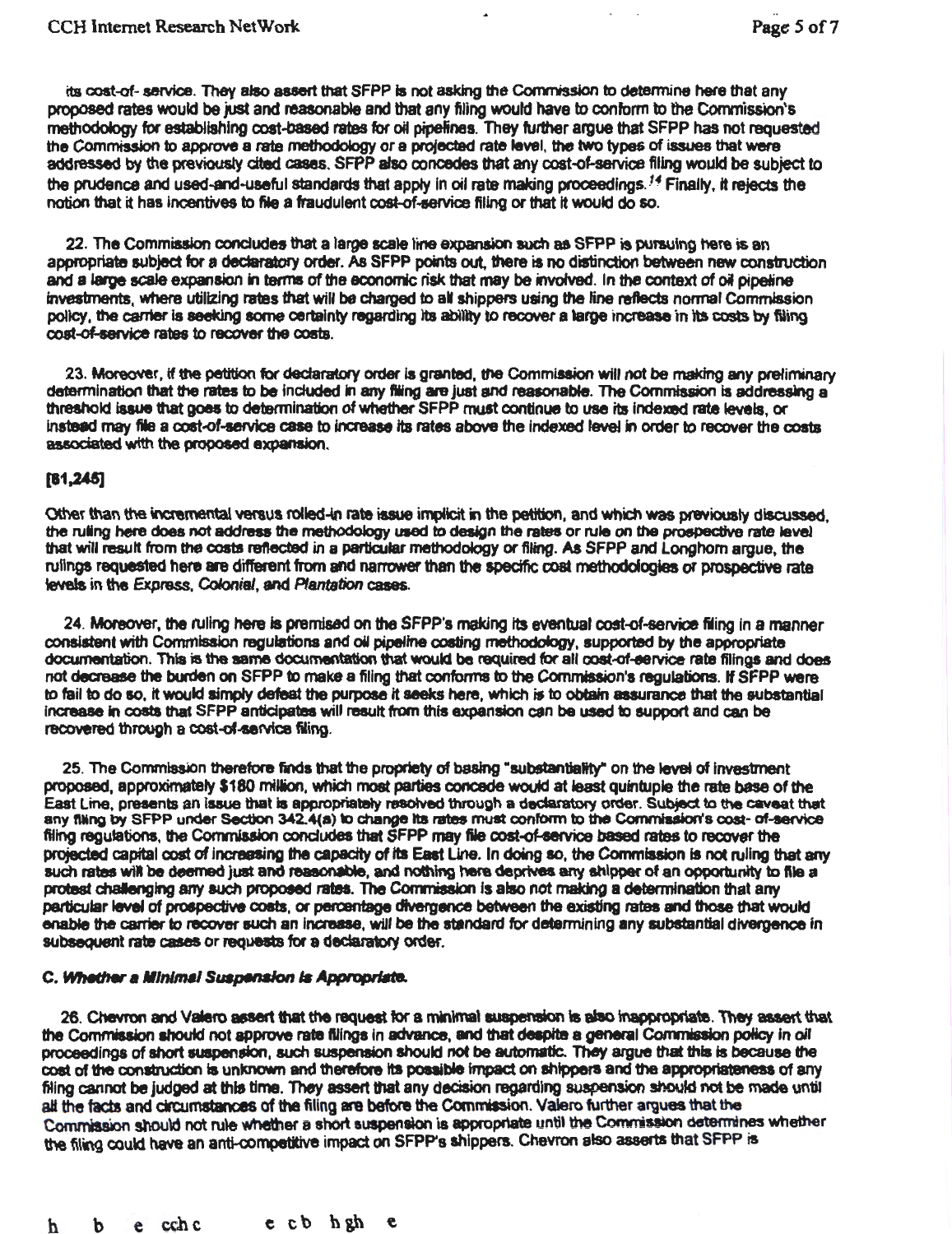its cost-of- service. They also assert that SFPP is not asking the Commission to determine here that any proposed rates would be just and reasonable and that any filing would have to conform to the Commission's methodology for establishing cost-based rates for oil pipelines. They further argue that SFPP has not requested the Commission to approve a rate methodology or a projected rate level, the two types of issues that were addressed by the previously cited cases. SFPP also concedes that any cost-of-service filing would be subject to the prudence and used-and-useful standards that apply in oil rate making proceedings.[14] Finally, it rejects the notion that it has incentives to file a fraudulent cost-of-service filing or that it would do so.

22. The Commission concludes that a large scale line expansion such as SFPP is pursuing here is an appropriate subject for a declaratory order. As SFPP points out, there is no distinction between new construction and a large scale expansion in terms of the economic risk that may be involved. In the context of oil pipeline investments, where utilizing rates that will be charged to all shippers using the line reflects normal Commission policy, the carrier is seeking some certainty regarding its ability to recover a large increase in its costs by filing cost-of-service rates to recover the costs.

23. Moreover, if the petition for declaratory order is granted, the Commission will not be making any preliminary determination that the rates to be included in any filing are just and reasonable. The Commission is addressing a threshold issue that goes to determination of whether SFPP must continue to use its indexed rate levels, or instead may file a cost-of-service case to increase its rates above the indexed level in order to recover the costs associated with the proposed expansion.

**[61,245]**

Other than the incremental versus rolled-in rate issue implicit in the petition, and which was previously discussed, the ruling here does not address the methodology used to design the rates or rule on the prospective rate level that will result from the costs reflected in a particular methodology or filing. As SFPP and Longhorn argue, the rulings requested here are different from and narrower than the specific cost methodologies or prospective rate levels in the *Express*, *Colonial*, and *Plantation* cases.

24. Moreover, the ruling here is premised on the SFPP's making its eventual cost-of-service filing in a manner consistent with Commission regulations and oil pipeline costing methodology, supported by the appropriate documentation. This is the same documentation that would be required for all cost-of-service rate filings and does not decrease the burden on SFPP to make a filing that conforms to the Commission's regulations. If SFPP were to fail to do so, it would simply defeat the purpose it seeks here, which is to obtain assurance that the substantial increase in costs that SFPP anticipates will result from this expansion can be used to support and can be recovered through a cost-of-service filing.

25. The Commission therefore finds that the propriety of basing "substantiality" on the level of investment proposed, approximately $180 million, which most parties concede would at least quintuple the rate base of the East Line, presents an issue that is appropriately resolved through a declaratory order. Subject to the caveat that any filing by SFPP under Section 342.4(a) to change its rates must conform to the Commission's cost- of-service filing regulations, the Commission concludes that SFPP may file cost-of-service based rates to recover the projected capital cost of increasing the capacity of its East Line. In doing so, the Commission is not ruling that any such rates will be deemed just and reasonable, and nothing here deprives any shipper of an opportunity to file a protest challenging any such proposed rates. The Commission is also not making a determination that any particular level of prospective costs, or percentage divergence between the existing rates and those that would enable the carrier to recover such an increase, will be the standard for determining any substantial divergence in subsequent rate cases or requests for a declaratory order.

### *C. Whether a Minimal Suspension is Appropriate.*

26. Chevron and Valero assert that the request for a minimal suspension is also inappropriate. They assert that the Commission should not approve rate filings in advance, and that despite a general Commission policy in oil proceedings of short suspension, such suspension should not be automatic. They argue that this is because the cost of the construction is unknown and therefore its possible impact on shippers and the appropriateness of any filing cannot be judged at this time. They assert that any decision regarding suspension should not be made until all the facts and circumstances of the filing are before the Commission. Valero further argues that the Commission should not rule whether a short suspension is appropriate until the Commission determines whether the filing could have an anti-competitive impact on SFPP's shippers. Chevron also asserts that SFPP is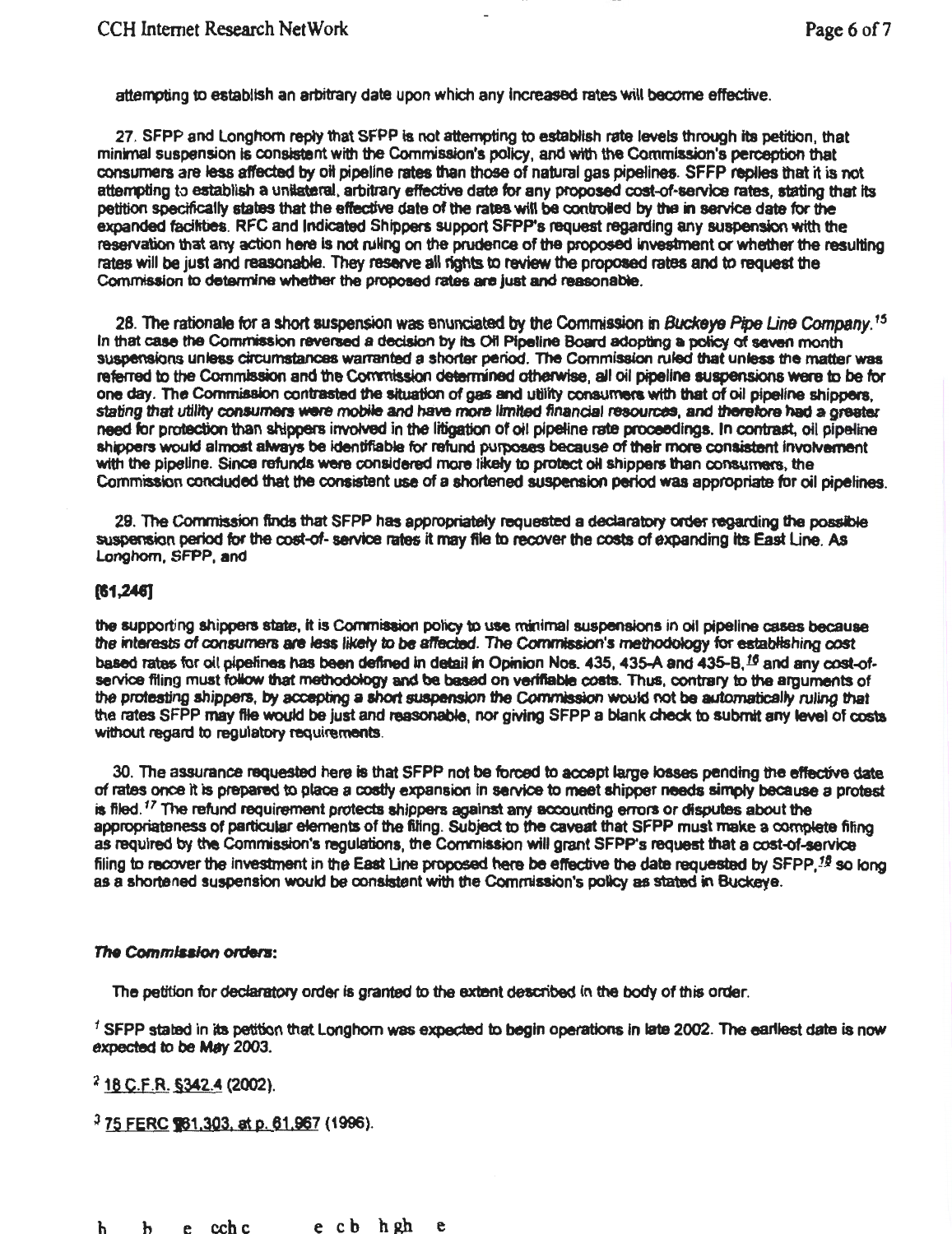attempting to establish an arbitrary date upon which any increased rates will become effective.

27. SFPP and Longhorn reply that SFPP is not attempting to establish rate levels through its petition, that minimal suspension is consistent with the Commission's policy, and with the Commission's perception that consumers are less affected by oil pipeline rates than those of natural gas pipelines. SFPP replies that it is not attempting to establish a unilateral, arbitrary effective date for any proposed cost-of-service rates, stating that its petition specifically states that the effective date of the rates will be controlled by the in service date for the expanded facilities. RFC and Indicated Shippers support SFPP's request regarding any suspension with the reservation that any action here is not ruling on the prudence of the proposed investment or whether the resulting rates will be just and reasonable. They reserve all rights to review the proposed rates and to request the Commission to determine whether the proposed rates are just and reasonable.

28. The rationale for a short suspension was enunciated by the Commission in *Buckeye Pipe Line Company.*[15] In that case the Commission reversed a decision by its Oil Pipeline Board adopting a policy of seven month suspensions unless circumstances warranted a shorter period. The Commission ruled that unless the matter was referred to the Commission and the Commission determined otherwise, all oil pipeline suspensions were to be for one day. The Commission contrasted the situation of gas and utility consumers with that of oil pipeline shippers, *stating that utility consumers were mobile and have more limited financial resources, and therefore* had a greater need for protection than shippers involved in the litigation of oil pipeline rate proceedings. In contrast, oil pipeline shippers would almost always be identifiable for refund purposes because of their more consistent involvement with the pipeline. Since refunds were considered more likely to protect oil shippers than consumers, the Commission concluded that the consistent use of a shortened suspension period was appropriate for oil pipelines.

29. The Commission finds that SFPP has appropriately requested a declaratory order regarding the possible suspension period for the cost-of- service rates it may file to recover the costs of expanding its East Line. As Longhorn, SFPP, and

[61,246]

the supporting shippers state, it is Commission policy to use minimal suspensions in oil pipeline cases because *the interests of consumers are less likely to be affected.* The Commission's methodology for establishing cost based rates for oil pipelines has been defined in detail in Opinion Nos. 435, 435-A and 435-B,[16] and any cost-of-service filing must follow that methodology and be based on verifiable costs. Thus, contrary to the arguments of the protesting shippers, by accepting a short suspension the Commission would not be automatically ruling that the rates SFPP may file would be just and reasonable, nor giving SFPP a blank check to submit any level of costs without regard to regulatory requirements.

30. The assurance requested here is that SFPP not be forced to accept large losses pending the effective date of rates once it is prepared to place a costly expansion in service to meet shipper needs simply because a protest is filed.[17] The refund requirement protects shippers against any accounting errors or disputes about the appropriateness of particular elements of the filing. Subject to the caveat that SFPP must make a complete filing as required by the Commission's regulations, the Commission will grant SFPP's request that a cost-of-service filing to recover the investment in the East Line proposed here be effective the date requested by SFPP,[18] so long as a shortened suspension would be consistent with the Commission's policy as stated in Buckeye.

***The Commission orders:***

The petition for declaratory order is granted to the extent described in the body of this order.

[1] SFPP stated in its petition that Longhorn was expected to begin operations in late 2002. The earliest date is now expected to be May 2003.

[2] 18 C.F.R. §342.4 (2002).

[3] 75 FERC ¶61,303, at p. 61,967 (1996).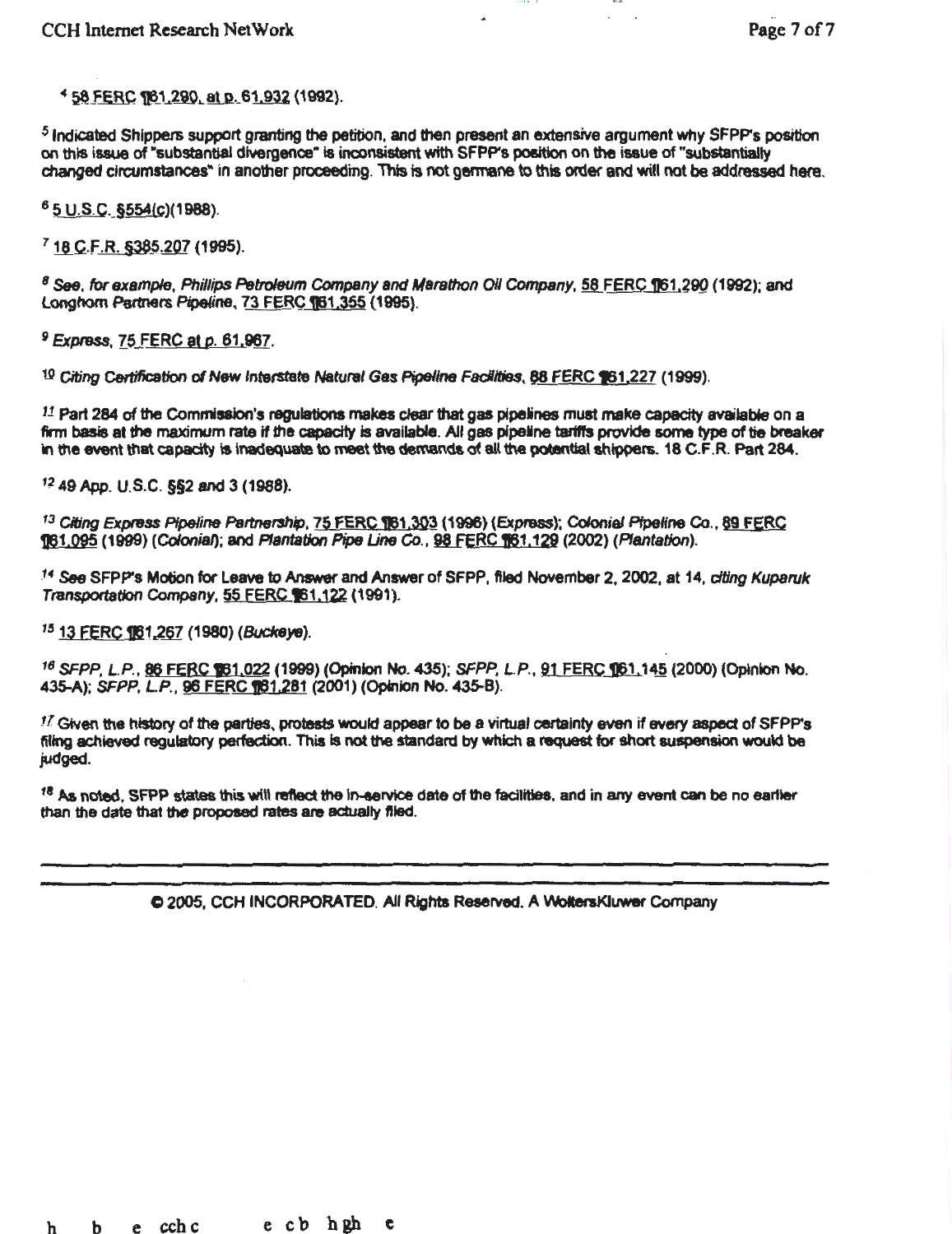[4] 58 FERC ¶61,290, at p. 61,932 (1992).

[5] Indicated Shippers support granting the petition, and then present an extensive argument why SFPP's position on this issue of "substantial divergence" is inconsistent with SFPP's position on the issue of "substantially changed circumstances" in another proceeding. This is not germane to this order and will not be addressed here.

[6] 5 U.S.C. §554(c)(1988).

[7] 18 C.F.R. §385.207 (1995).

[8] *See, for example, Phillips Petroleum Company and Marathon Oil Company*, 58 FERC ¶61,290 (1992); and Longhorn Partners Pipeline, 73 FERC ¶61,355 (1995).

[9] *Express*, 75 FERC at p. 61,967.

[10] *Citing Certification of New Interstate Natural Gas Pipeline Facilities*, 88 FERC ¶61,227 (1999).

[11] Part 284 of the Commission's regulations makes clear that gas pipelines must make capacity available on a firm basis at the maximum rate if the capacity is available. All gas pipeline tariffs provide some type of tie breaker in the event that capacity is inadequate to meet the demands of all the potential shippers. 18 C.F.R. Part 284.

[12] 49 App. U.S.C. §§2 and 3 (1988).

[13] *Citing Express Pipeline Partnership*, 75 FERC ¶61,303 (1996) (*Express*); *Colonial Pipeline Co.*, 89 FERC ¶61,095 (1999) (*Colonial*); and *Plantation Pipe Line Co.*, 98 FERC ¶61,129 (2002) (*Plantation*).

[14] *See* SFPP's Motion for Leave to Answer and Answer of SFPP, filed November 2, 2002, at 14, *citing Kuparuk Transportation Company*, 55 FERC ¶61,122 (1991).

[15] 13 FERC ¶61,267 (1980) (*Buckeye*).

[16] *SFPP, L.P.*, 86 FERC ¶61,022 (1999) (Opinion No. 435); *SFPP, L.P.*, 91 FERC ¶61,145 (2000) (Opinion No. 435-A); *SFPP, L.P.*, 96 FERC ¶61,281 (2001) (Opinion No. 435-B).

[17] Given the history of the parties, protests would appear to be a virtual certainty even if every aspect of SFPP's filing achieved regulatory perfection. This is not the standard by which a request for short suspension would be judged.

[18] As noted, SFPP states this will reflect the in-service date of the facilities, and in any event can be no earlier than the date that the proposed rates are actually filed.

---

© 2005, CCH INCORPORATED. All Rights Reserved. A WoltersKluwer Company